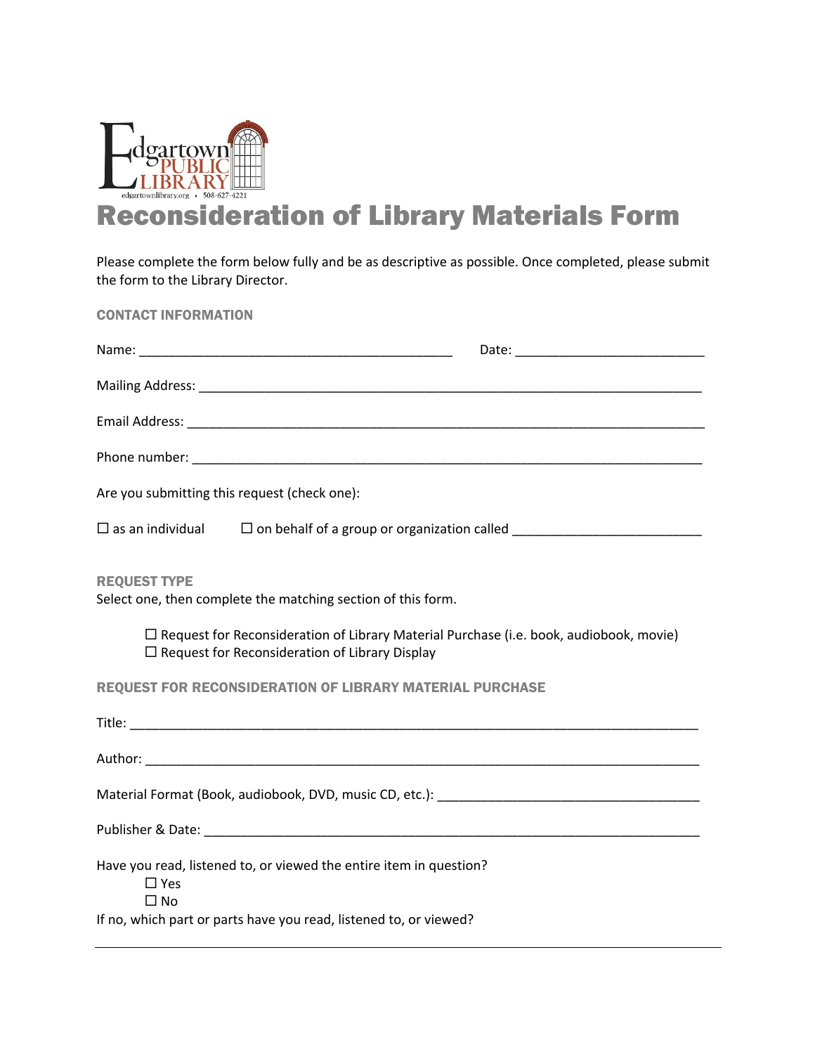Edgartown PUBLIC LIBRARY
edgartownlibrary.org • 508-627-4221

# Reconsideration of Library Materials Form

Please complete the form below fully and be as descriptive as possible. Once completed, please submit the form to the Library Director.

## CONTACT INFORMATION

Name: ____________________________________________ Date: __________________________

Mailing Address: ______________________________________________________________________

Email Address: ________________________________________________________________________

Phone number: _________________________________________________________________________

Are you submitting this request (check one):

☐ as an individual ☐ on behalf of a group or organization called _________________________

## REQUEST TYPE

Select one, then complete the matching section of this form.

☐ Request for Reconsideration of Library Material Purchase (i.e. book, audiobook, movie)
☐ Request for Reconsideration of Library Display

## REQUEST FOR RECONSIDERATION OF LIBRARY MATERIAL PURCHASE

Title: ________________________________________________________________________________

Author: ______________________________________________________________________________

Material Format (Book, audiobook, DVD, music CD, etc.): ____________________________________

Publisher & Date: ______________________________________________________________________

Have you read, listened to, or viewed the entire item in question?
☐ Yes
☐ No

If no, which part or parts have you read, listened to, or viewed?

______________________________________________________________________________________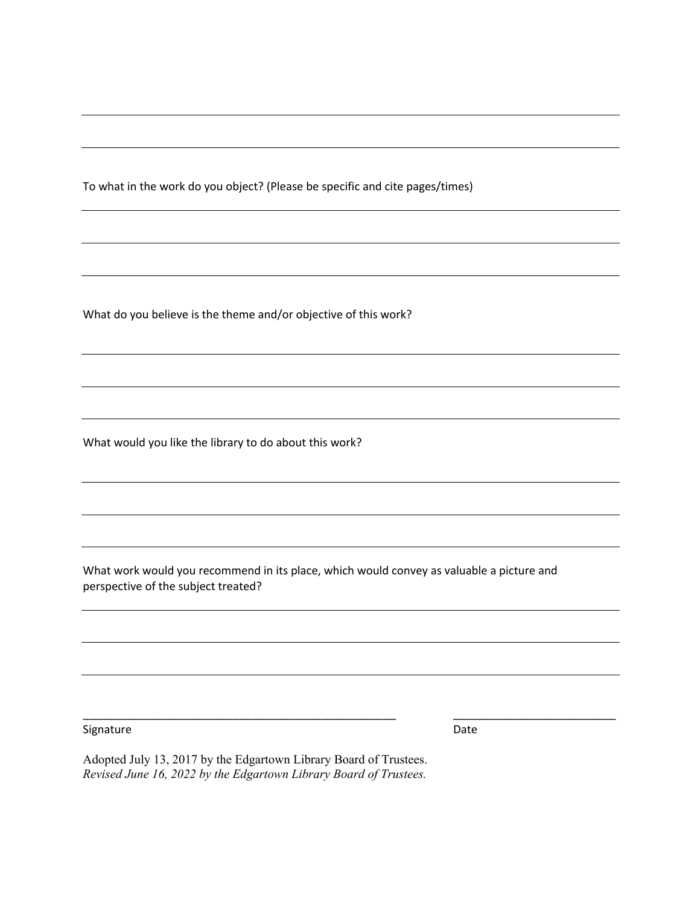To what in the work do you object? (Please be specific and cite pages/times)

What do you believe is the theme and/or objective of this work?

What would you like the library to do about this work?

What work would you recommend in its place, which would convey as valuable a picture and perspective of the subject treated?

\_\_\_\_\_\_\_\_\_\_\_\_\_\_\_\_\_\_\_\_\_\_\_\_\_\_\_\_\_\_\_\_\_\_\_\_\_\_\_\_ \_\_\_\_\_\_\_\_\_\_\_\_\_\_\_\_\_\_\_\_\_\_\_\_

Signature Date

Adopted July 13, 2017 by the Edgartown Library Board of Trustees.
*Revised June 16, 2022 by the Edgartown Library Board of Trustees.*